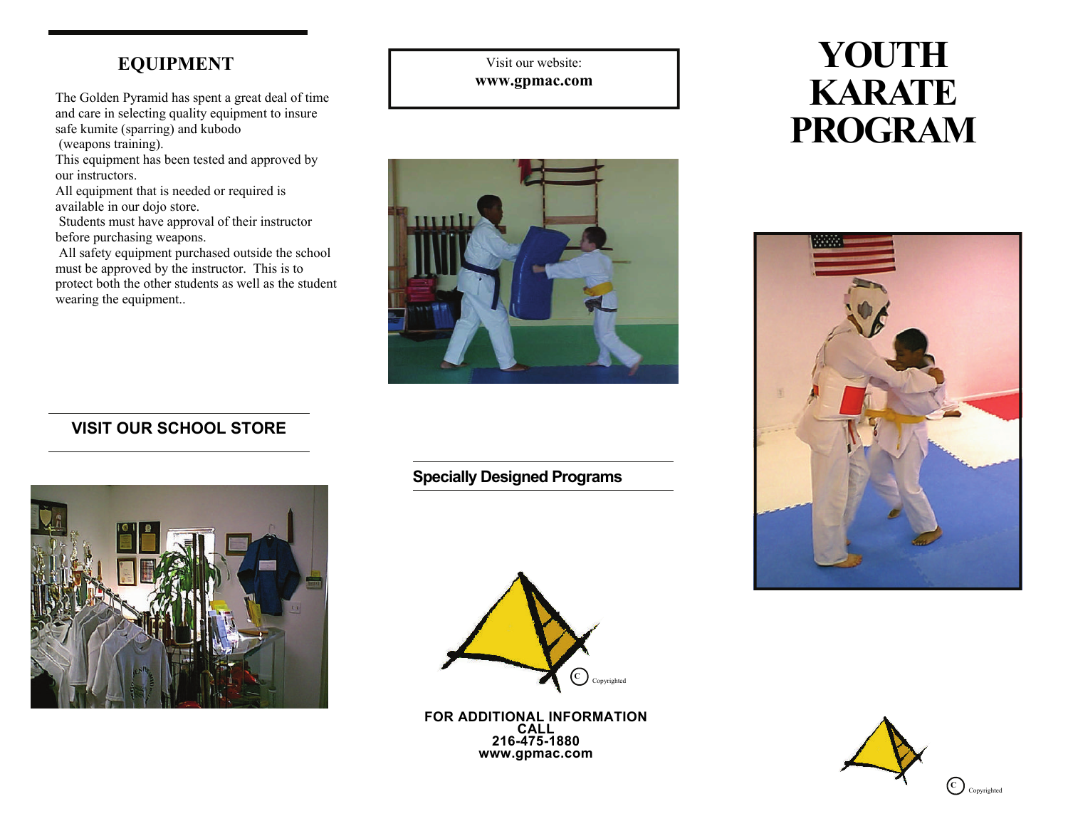## EQUIPMENT

The Golden Pyramid has spent a great deal of time and care in selecting quality equipment to insure safe kumite (sparring) and kubodo (weapons training).

This equipment has been tested and approved by our instructors.

All equipment that is needed or required is available in our dojo store.

Students must have approval of their instructor before purchasing weapons.

All safety equipment purchased outside the school must be approved by the instructor. This is to protect both the other students as well as the student wearing the equipment..

### VISIT OUR SCHOOL STORE

Visit our website:
**www.gpmac.com**

### Specially Designed Programs

© Copyrighted

**FOR ADDITIONAL INFORMATION CALL**
**216-475-1880**
**www.gpmac.com**

# YOUTH KARATE PROGRAM

© Copyrighted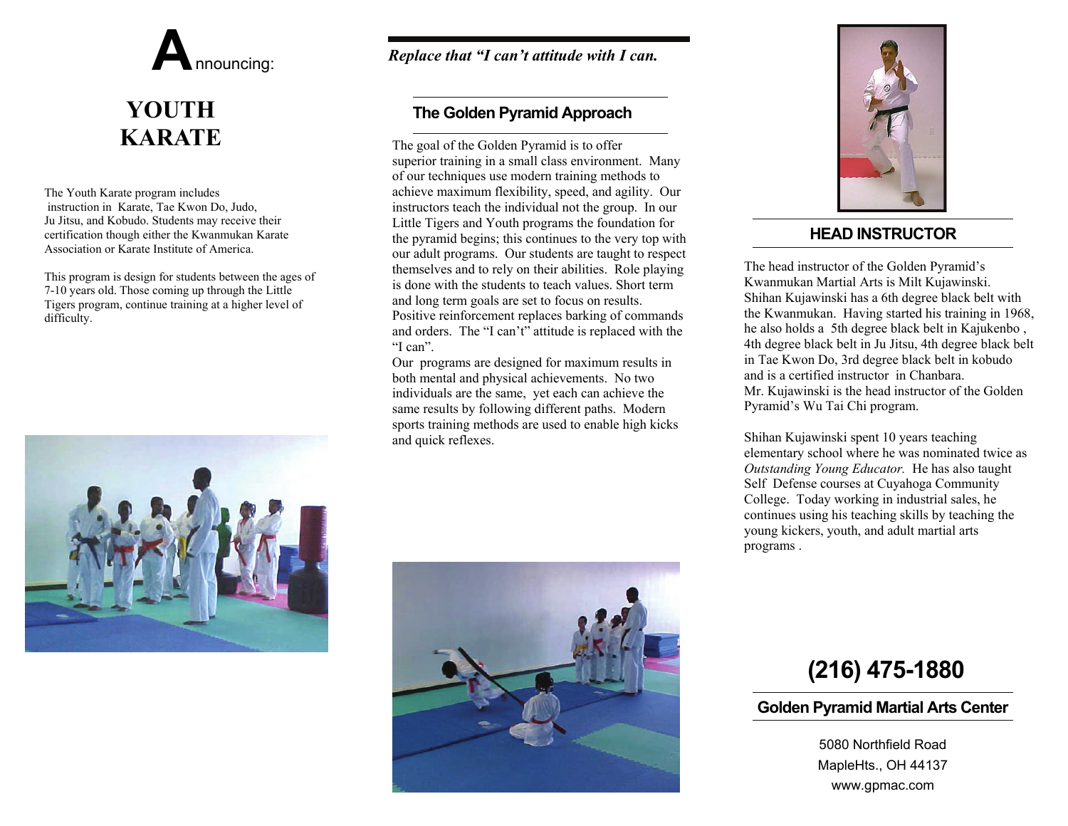# Announcing:

## YOUTH KARATE

The Youth Karate program includes instruction in Karate, Tae Kwon Do, Judo, Ju Jitsu, and Kobudo. Students may receive their certification though either the Kwanmukan Karate Association or Karate Institute of America.

This program is design for students between the ages of 7-10 years old. Those coming up through the Little Tigers program, continue training at a higher level of difficulty.

*Replace that "I can't attitude with I can.*

### The Golden Pyramid Approach

The goal of the Golden Pyramid is to offer superior training in a small class environment. Many of our techniques use modern training methods to achieve maximum flexibility, speed, and agility. Our instructors teach the individual not the group. In our Little Tigers and Youth programs the foundation for the pyramid begins; this continues to the very top with our adult programs. Our students are taught to respect themselves and to rely on their abilities. Role playing is done with the students to teach values. Short term and long term goals are set to focus on results. Positive reinforcement replaces barking of commands and orders. The "I can't" attitude is replaced with the "I can".

Our programs are designed for maximum results in both mental and physical achievements. No two individuals are the same, yet each can achieve the same results by following different paths. Modern sports training methods are used to enable high kicks and quick reflexes.

### HEAD INSTRUCTOR

The head instructor of the Golden Pyramid's Kwanmukan Martial Arts is Milt Kujawinski. Shihan Kujawinski has a 6th degree black belt with the Kwanmukan. Having started his training in 1968, he also holds a 5th degree black belt in Kajukenbo , 4th degree black belt in Ju Jitsu, 4th degree black belt in Tae Kwon Do, 3rd degree black belt in kobudo and is a certified instructor in Chanbara. Mr. Kujawinski is the head instructor of the Golden Pyramid's Wu Tai Chi program.

Shihan Kujawinski spent 10 years teaching elementary school where he was nominated twice as *Outstanding Young Educator.* He has also taught Self Defense courses at Cuyahoga Community College. Today working in industrial sales, he continues using his teaching skills by teaching the young kickers, youth, and adult martial arts programs .

## (216) 475-1880

### Golden Pyramid Martial Arts Center

5080 Northfield Road
MapleHts., OH 44137
www.gpmac.com